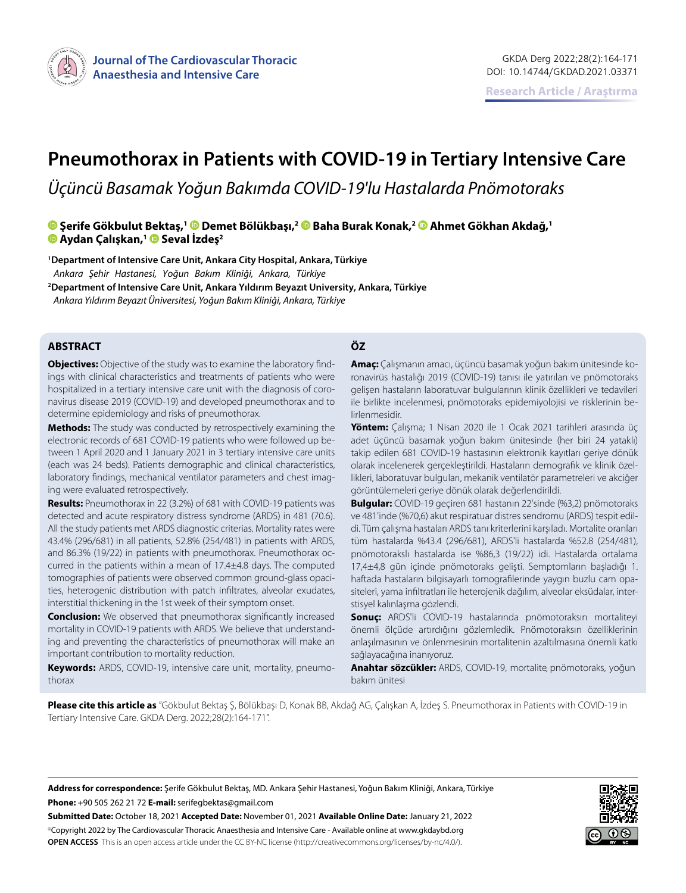Research Article / Araştırma

# Pneumothorax in Patients with COVID-19 in Tertiary Intensive Care

*Üçüncü Basamak Yoğun Bakımda COVID-19'lu Hastalarda Pnömotoraks*

**Şerife Gökbulut Bektaş,[1] Demet Bölükbaşı,[2] Baha Burak Konak,[2] Ahmet Gökhan Akdağ,[1] Aydan Çalışkan,[1] Seval İzdeş[2]**

[1]**Department of Intensive Care Unit, Ankara City Hospital, Ankara, Türkiye**
*Ankara Şehir Hastanesi, Yoğun Bakım Kliniği, Ankara, Türkiye*

[2]**Department of Intensive Care Unit, Ankara Yıldırım Beyazıt University, Ankara, Türkiye**
*Ankara Yıldırım Beyazıt Üniversitesi, Yoğun Bakım Kliniği, Ankara, Türkiye*

## ABSTRACT

**Objectives:** Objective of the study was to examine the laboratory findings with clinical characteristics and treatments of patients who were hospitalized in a tertiary intensive care unit with the diagnosis of coronavirus disease 2019 (COVID-19) and developed pneumothorax and to determine epidemiology and risks of pneumothorax.

**Methods:** The study was conducted by retrospectively examining the electronic records of 681 COVID-19 patients who were followed up between 1 April 2020 and 1 January 2021 in 3 tertiary intensive care units (each was 24 beds). Patients demographic and clinical characteristics, laboratory findings, mechanical ventilator parameters and chest imaging were evaluated retrospectively.

**Results:** Pneumothorax in 22 (3.2%) of 681 with COVID-19 patients was detected and acute respiratory distress syndrome (ARDS) in 481 (70.6). All the study patients met ARDS diagnostic criterias. Mortality rates were 43.4% (296/681) in all patients, 52.8% (254/481) in patients with ARDS, and 86.3% (19/22) in patients with pneumothorax. Pneumothorax occurred in the patients within a mean of 17.4±4.8 days. The computed tomographies of patients were observed common ground-glass opacities, heterogenic distribution with patch infiltrates, alveolar exudates, interstitial thickening in the 1st week of their symptom onset.

**Conclusion:** We observed that pneumothorax significantly increased mortality in COVID-19 patients with ARDS. We believe that understanding and preventing the characteristics of pneumothorax will make an important contribution to mortality reduction.

**Keywords:** ARDS, COVID-19, intensive care unit, mortality, pneumothorax

## ÖZ

**Amaç:** Çalışmanın amacı, üçüncü basamak yoğun bakım ünitesinde koronavirüs hastalığı 2019 (COVID-19) tanısı ile yatırılan ve pnömotoraks gelişen hastaların laboratuvar bulgularının klinik özellikleri ve tedavileri ile birlikte incelenmesi, pnömotoraks epidemiyolojisi ve risklerinin belirlenmesidir.

**Yöntem:** Çalışma; 1 Nisan 2020 ile 1 Ocak 2021 tarihleri arasında üç adet üçüncü basamak yoğun bakım ünitesinde (her biri 24 yataklı) takip edilen 681 COVID-19 hastasının elektronik kayıtları geriye dönük olarak incelenerek gerçekleştirildi. Hastaların demografik ve klinik özellikleri, laboratuvar bulguları, mekanik ventilatör parametreleri ve akciğer görüntülemeleri geriye dönük olarak değerlendirildi.

**Bulgular:** COVID-19 geçiren 681 hastanın 22'sinde (%3,2) pnömotoraks ve 481'inde (%70,6) akut respiratuar distres sendromu (ARDS) tespit edildi. Tüm çalışma hastaları ARDS tanı kriterlerini karşıladı. Mortalite oranları tüm hastalarda %43.4 (296/681), ARDS'li hastalarda %52.8 (254/481), pnömotorakslı hastalarda ise %86,3 (19/22) idi. Hastalarda ortalama 17,4±4,8 gün içinde pnömotoraks gelişti. Semptomların başladığı 1. haftada hastaların bilgisayarlı tomografilerinde yaygın buzlu cam opasiteleri, yama infiltratları ile heterojenik dağılım, alveolar eksüdalar, interstisyel kalınlaşma gözlendi.

**Sonuç:** ARDS'li COVID-19 hastalarında pnömotoraksın mortaliteyi önemli ölçüde artırdığını gözlemledik. Pnömotoraksın özelliklerinin anlaşılmasının ve önlenmesinin mortalitenin azaltılmasına önemli katkı sağlayacağına inanıyoruz.

**Anahtar sözcükler:** ARDS, COVID-19, mortalite, pnömotoraks, yoğun bakım ünitesi

**Please cite this article as** "Gökbulut Bektaş Ş, Bölükbaşı D, Konak BB, Akdağ AG, Çalışkan A, İzdeş S. Pneumothorax in Patients with COVID-19 in Tertiary Intensive Care. GKDA Derg. 2022;28(2):164-171".

**Address for correspondence:** Şerife Gökbulut Bektaş, MD. Ankara Şehir Hastanesi, Yoğun Bakım Kliniği, Ankara, Türkiye
**Phone:** +90 505 262 21 72 **E-mail:** serifegbektas@gmail.com
**Submitted Date:** October 18, 2021 **Accepted Date:** November 01, 2021 **Available Online Date:** January 21, 2022
©Copyright 2022 by The Cardiovascular Thoracic Anaesthesia and Intensive Care - Available online at www.gkdaybd.org
**OPEN ACCESS** This is an open access article under the CC BY-NC license (http://creativecommons.org/licenses/by-nc/4.0/).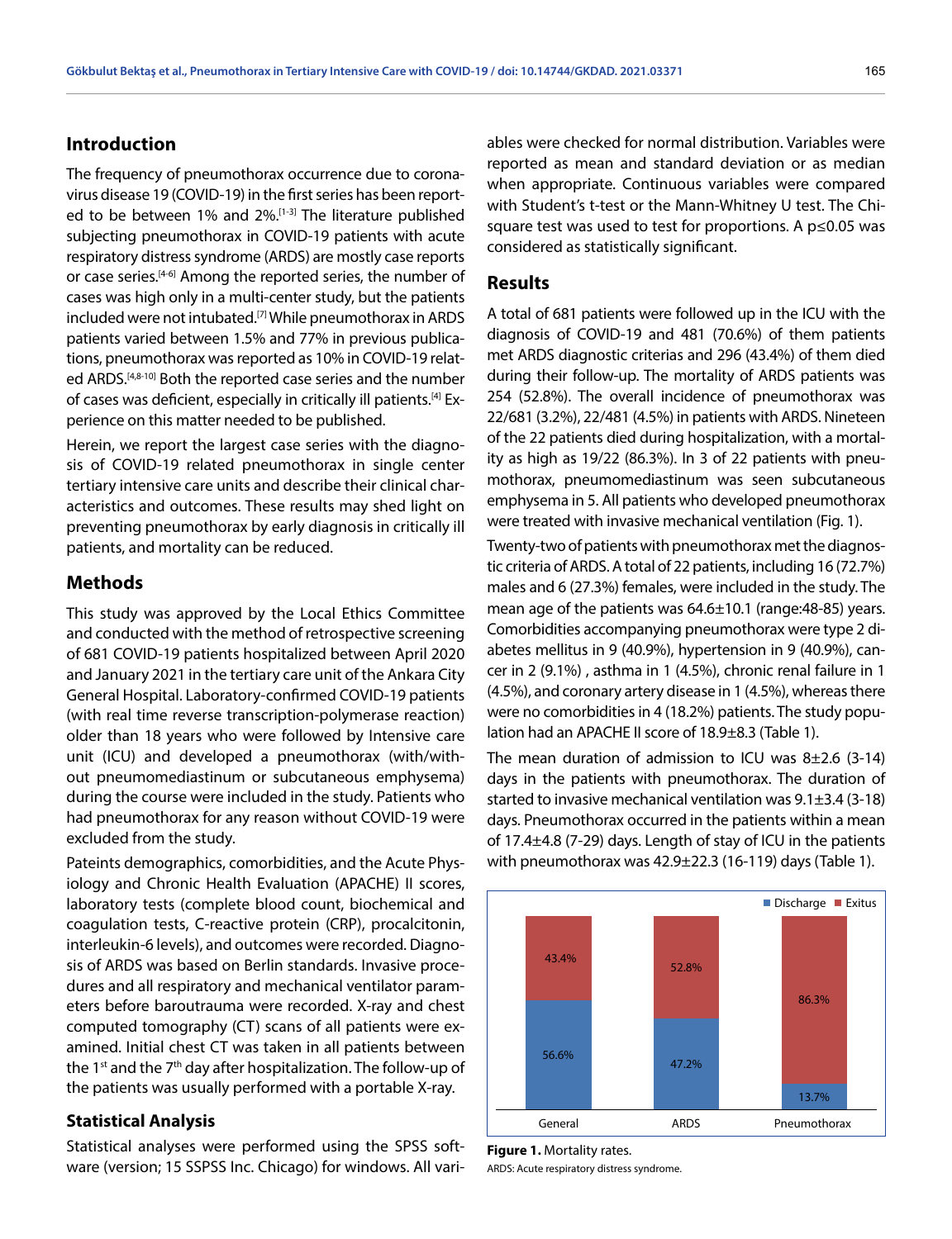## Introduction

The frequency of pneumothorax occurrence due to coronavirus disease 19 (COVID-19) in the first series has been reported to be between 1% and 2%.[1-3] The literature published subjecting pneumothorax in COVID-19 patients with acute respiratory distress syndrome (ARDS) are mostly case reports or case series.[4-6] Among the reported series, the number of cases was high only in a multi-center study, but the patients included were not intubated.[7] While pneumothorax in ARDS patients varied between 1.5% and 77% in previous publications, pneumothorax was reported as 10% in COVID-19 related ARDS.[4,8-10] Both the reported case series and the number of cases was deficient, especially in critically ill patients.[4] Experience on this matter needed to be published.

Herein, we report the largest case series with the diagnosis of COVID-19 related pneumothorax in single center tertiary intensive care units and describe their clinical characteristics and outcomes. These results may shed light on preventing pneumothorax by early diagnosis in critically ill patients, and mortality can be reduced.

## Methods

This study was approved by the Local Ethics Committee and conducted with the method of retrospective screening of 681 COVID-19 patients hospitalized between April 2020 and January 2021 in the tertiary care unit of the Ankara City General Hospital. Laboratory-confirmed COVID-19 patients (with real time reverse transcription-polymerase reaction) older than 18 years who were followed by Intensive care unit (ICU) and developed a pneumothorax (with/without pneumomediastinum or subcutaneous emphysema) during the course were included in the study. Patients who had pneumothorax for any reason without COVID-19 were excluded from the study.

Pateints demographics, comorbidities, and the Acute Physiology and Chronic Health Evaluation (APACHE) II scores, laboratory tests (complete blood count, biochemical and coagulation tests, C-reactive protein (CRP), procalcitonin, interleukin-6 levels), and outcomes were recorded. Diagnosis of ARDS was based on Berlin standards. Invasive procedures and all respiratory and mechanical ventilator parameters before baroutrauma were recorded. X-ray and chest computed tomography (CT) scans of all patients were examined. Initial chest CT was taken in all patients between the 1st and the 7th day after hospitalization. The follow-up of the patients was usually performed with a portable X-ray.

### Statistical Analysis

Statistical analyses were performed using the SPSS software (version; 15 SSPSS Inc. Chicago) for windows. All variables were checked for normal distribution. Variables were reported as mean and standard deviation or as median when appropriate. Continuous variables were compared with Student's t-test or the Mann-Whitney U test. The Chi-square test was used to test for proportions. A p≤0.05 was considered as statistically significant.

## Results

A total of 681 patients were followed up in the ICU with the diagnosis of COVID-19 and 481 (70.6%) of them patients met ARDS diagnostic criterias and 296 (43.4%) of them died during their follow-up. The mortality of ARDS patients was 254 (52.8%). The overall incidence of pneumothorax was 22/681 (3.2%), 22/481 (4.5%) in patients with ARDS. Nineteen of the 22 patients died during hospitalization, with a mortality as high as 19/22 (86.3%). In 3 of 22 patients with pneumothorax, pneumomediastinum was seen subcutaneous emphysema in 5. All patients who developed pneumothorax were treated with invasive mechanical ventilation (Fig. 1).

Twenty-two of patients with pneumothorax met the diagnostic criteria of ARDS. A total of 22 patients, including 16 (72.7%) males and 6 (27.3%) females, were included in the study. The mean age of the patients was 64.6±10.1 (range:48-85) years. Comorbidities accompanying pneumothorax were type 2 diabetes mellitus in 9 (40.9%), hypertension in 9 (40.9%), cancer in 2 (9.1%) , asthma in 1 (4.5%), chronic renal failure in 1 (4.5%), and coronary artery disease in 1 (4.5%), whereas there were no comorbidities in 4 (18.2%) patients. The study population had an APACHE II score of 18.9±8.3 (Table 1).

The mean duration of admission to ICU was 8±2.6 (3-14) days in the patients with pneumothorax. The duration of started to invasive mechanical ventilation was 9.1±3.4 (3-18) days. Pneumothorax occurred in the patients within a mean of 17.4±4.8 (7-29) days. Length of stay of ICU in the patients with pneumothorax was 42.9±22.3 (16-119) days (Table 1).

**Figure 1.** Mortality rates.

ARDS: Acute respiratory distress syndrome.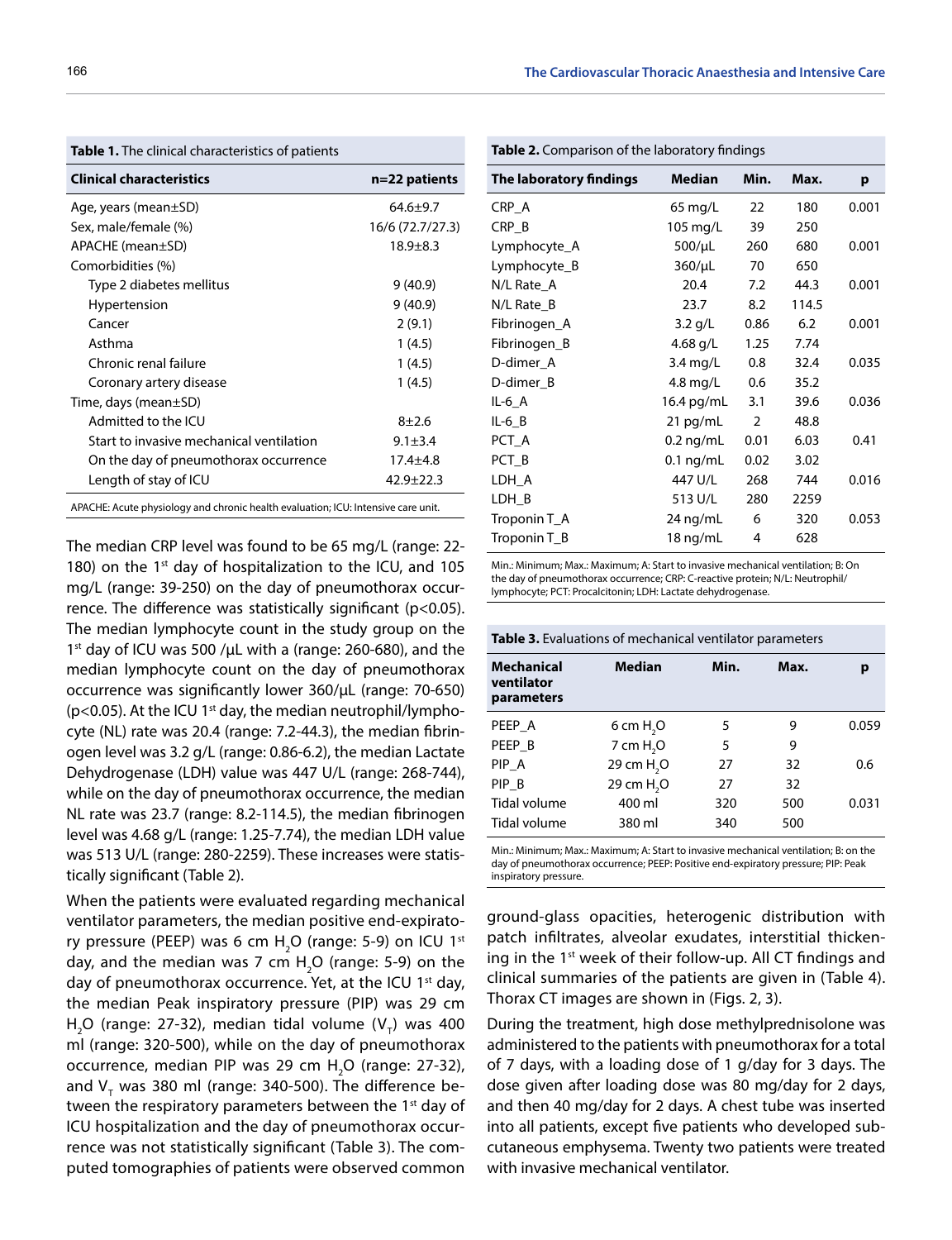**Table 1.** The clinical characteristics of patients

| Clinical characteristics | n=22 patients |
|---|---|
| Age, years (mean±SD) | 64.6±9.7 |
| Sex, male/female (%) | 16/6 (72.7/27.3) |
| APACHE (mean±SD) | 18.9±8.3 |
| Comorbidities (%) | |
| Type 2 diabetes mellitus | 9 (40.9) |
| Hypertension | 9 (40.9) |
| Cancer | 2 (9.1) |
| Asthma | 1 (4.5) |
| Chronic renal failure | 1 (4.5) |
| Coronary artery disease | 1 (4.5) |
| Time, days (mean±SD) | |
| Admitted to the ICU | 8±2.6 |
| Start to invasive mechanical ventilation | 9.1±3.4 |
| On the day of pneumothorax occurrence | 17.4±4.8 |
| Length of stay of ICU | 42.9±22.3 |

APACHE: Acute physiology and chronic health evaluation; ICU: Intensive care unit.

The median CRP level was found to be 65 mg/L (range: 22-180) on the 1st day of hospitalization to the ICU, and 105 mg/L (range: 39-250) on the day of pneumothorax occurrence. The difference was statistically significant ($p<0.05$). The median lymphocyte count in the study group on the 1st day of ICU was 500 /µL with a (range: 260-680), and the median lymphocyte count on the day of pneumothorax occurrence was significantly lower 360/µL (range: 70-650) ($p<0.05$). At the ICU 1st day, the median neutrophil/lymphocyte (NL) rate was 20.4 (range: 7.2-44.3), the median fibrinogen level was 3.2 g/L (range: 0.86-6.2), the median Lactate Dehydrogenase (LDH) value was 447 U/L (range: 268-744), while on the day of pneumothorax occurrence, the median NL rate was 23.7 (range: 8.2-114.5), the median fibrinogen level was 4.68 g/L (range: 1.25-7.74), the median LDH value was 513 U/L (range: 280-2259). These increases were statistically significant (Table 2).

When the patients were evaluated regarding mechanical ventilator parameters, the median positive end-expiratory pressure (PEEP) was 6 cm $H_2O$ (range: 5-9) on ICU 1st day, and the median was 7 cm $H_2O$ (range: 5-9) on the day of pneumothorax occurrence. Yet, at the ICU 1st day, the median Peak inspiratory pressure (PIP) was 29 cm $H_2O$ (range: 27-32), median tidal volume ($V_T$) was 400 ml (range: 320-500), while on the day of pneumothorax occurrence, median PIP was 29 cm $H_2O$ (range: 27-32), and $V_T$ was 380 ml (range: 340-500). The difference between the respiratory parameters between the 1st day of ICU hospitalization and the day of pneumothorax occurrence was not statistically significant (Table 3). The computed tomographies of patients were observed common

**Table 2.** Comparison of the laboratory findings

| The laboratory findings | Median | Min. | Max. | p |
|---|---|---|---|---|
| CRP_A | 65 mg/L | 22 | 180 | 0.001 |
| CRP_B | 105 mg/L | 39 | 250 | |
| Lymphocyte_A | 500/µL | 260 | 680 | 0.001 |
| Lymphocyte_B | 360/µL | 70 | 650 | |
| N/L Rate_A | 20.4 | 7.2 | 44.3 | 0.001 |
| N/L Rate_B | 23.7 | 8.2 | 114.5 | |
| Fibrinogen_A | 3.2 g/L | 0.86 | 6.2 | 0.001 |
| Fibrinogen_B | 4.68 g/L | 1.25 | 7.74 | |
| D-dimer_A | 3.4 mg/L | 0.8 | 32.4 | 0.035 |
| D-dimer_B | 4.8 mg/L | 0.6 | 35.2 | |
| IL-6_A | 16.4 pg/mL | 3.1 | 39.6 | 0.036 |
| IL-6_B | 21 pg/mL | 2 | 48.8 | |
| PCT_A | 0.2 ng/mL | 0.01 | 6.03 | 0.41 |
| PCT_B | 0.1 ng/mL | 0.02 | 3.02 | |
| LDH_A | 447 U/L | 268 | 744 | 0.016 |
| LDH_B | 513 U/L | 280 | 2259 | |
| Troponin T_A | 24 ng/mL | 6 | 320 | 0.053 |
| Troponin T_B | 18 ng/mL | 4 | 628 | |

Min.: Minimum; Max.: Maximum; A: Start to invasive mechanical ventilation; B: On the day of pneumothorax occurrence; CRP: C-reactive protein; N/L: Neutrophil/lymphocyte; PCT: Procalcitonin; LDH: Lactate dehydrogenase.

**Table 3.** Evaluations of mechanical ventilator parameters

| Mechanical ventilator parameters | Median | Min. | Max. | p |
|---|---|---|---|---|
| PEEP_A | 6 cm $H_2O$ | 5 | 9 | 0.059 |
| PEEP_B | 7 cm $H_2O$ | 5 | 9 | |
| PIP_A | 29 cm $H_2O$ | 27 | 32 | 0.6 |
| PIP_B | 29 cm $H_2O$ | 27 | 32 | |
| Tidal volume | 400 ml | 320 | 500 | 0.031 |
| Tidal volume | 380 ml | 340 | 500 | |

Min.: Minimum; Max.: Maximum; A: Start to invasive mechanical ventilation; B: on the day of pneumothorax occurrence; PEEP: Positive end-expiratory pressure; PIP: Peak inspiratory pressure.

ground-glass opacities, heterogenic distribution with patch infiltrates, alveolar exudates, interstitial thickening in the 1st week of their follow-up. All CT findings and clinical summaries of the patients are given in (Table 4). Thorax CT images are shown in (Figs. 2, 3).

During the treatment, high dose methylprednisolone was administered to the patients with pneumothorax for a total of 7 days, with a loading dose of 1 g/day for 3 days. The dose given after loading dose was 80 mg/day for 2 days, and then 40 mg/day for 2 days. A chest tube was inserted into all patients, except five patients who developed subcutaneous emphysema. Twenty two patients were treated with invasive mechanical ventilator.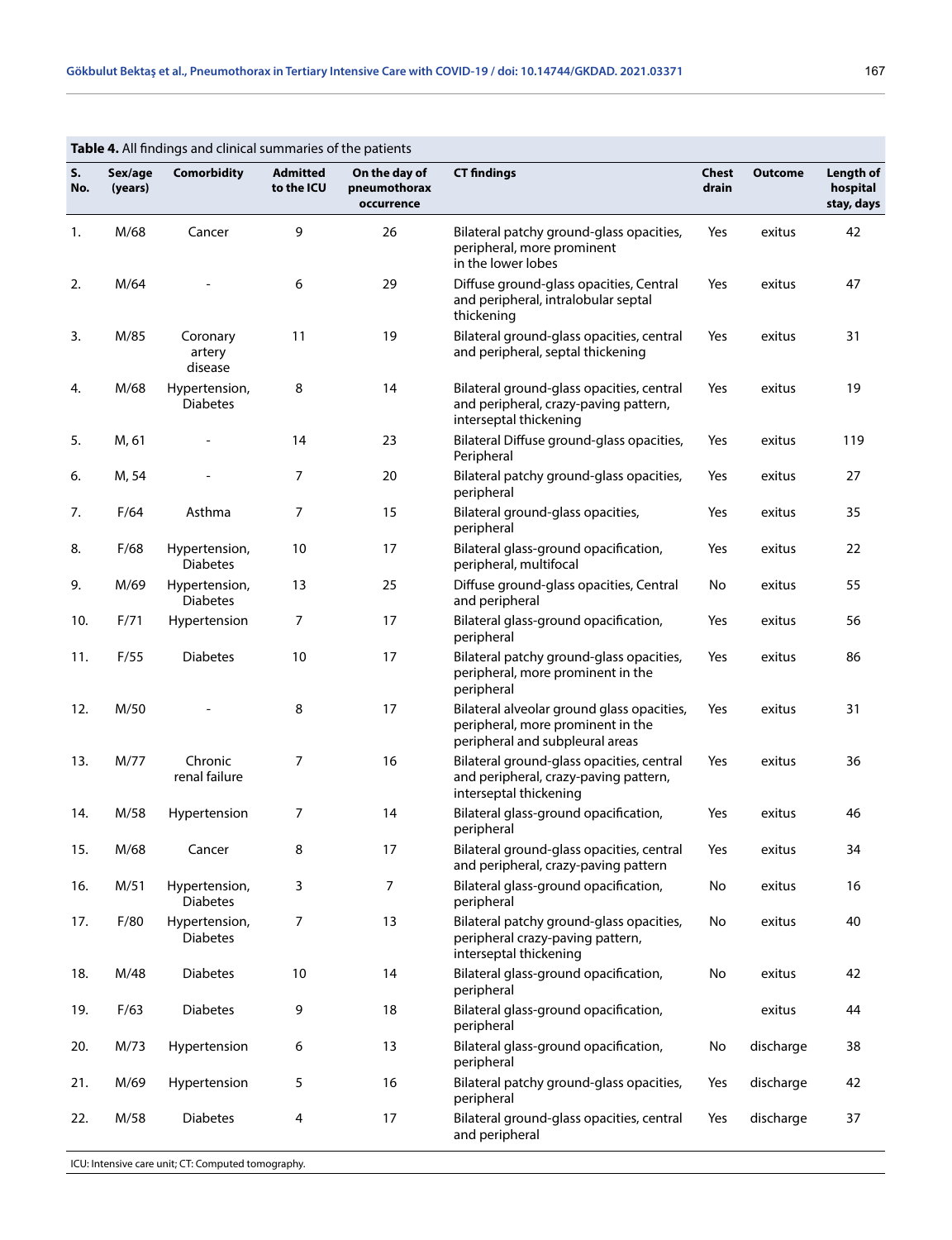**Table 4.** All findings and clinical summaries of the patients

| S. No. | Sex/age (years) | Comorbidity | Admitted to the ICU | On the day of pneumothorax occurrence | CT findings | Chest drain | Outcome | Length of hospital stay, days |
|---|---|---|---|---|---|---|---|---|
| 1. | M/68 | Cancer | 9 | 26 | Bilateral patchy ground-glass opacities, peripheral, more prominent in the lower lobes | Yes | exitus | 42 |
| 2. | M/64 | - | 6 | 29 | Diffuse ground-glass opacities, Central and peripheral, intralobular septal thickening | Yes | exitus | 47 |
| 3. | M/85 | Coronary artery disease | 11 | 19 | Bilateral ground-glass opacities, central and peripheral, septal thickening | Yes | exitus | 31 |
| 4. | M/68 | Hypertension, Diabetes | 8 | 14 | Bilateral ground-glass opacities, central and peripheral, crazy-paving pattern, interseptal thickening | Yes | exitus | 19 |
| 5. | M, 61 | - | 14 | 23 | Bilateral Diffuse ground-glass opacities, Peripheral | Yes | exitus | 119 |
| 6. | M, 54 | - | 7 | 20 | Bilateral patchy ground-glass opacities, peripheral | Yes | exitus | 27 |
| 7. | F/64 | Asthma | 7 | 15 | Bilateral ground-glass opacities, peripheral | Yes | exitus | 35 |
| 8. | F/68 | Hypertension, Diabetes | 10 | 17 | Bilateral glass-ground opacification, peripheral, multifocal | Yes | exitus | 22 |
| 9. | M/69 | Hypertension, Diabetes | 13 | 25 | Diffuse ground-glass opacities, Central and peripheral | No | exitus | 55 |
| 10. | F/71 | Hypertension | 7 | 17 | Bilateral glass-ground opacification, peripheral | Yes | exitus | 56 |
| 11. | F/55 | Diabetes | 10 | 17 | Bilateral patchy ground-glass opacities, peripheral, more prominent in the peripheral | Yes | exitus | 86 |
| 12. | M/50 | - | 8 | 17 | Bilateral alveolar ground glass opacities, peripheral, more prominent in the peripheral and subpleural areas | Yes | exitus | 31 |
| 13. | M/77 | Chronic renal failure | 7 | 16 | Bilateral ground-glass opacities, central and peripheral, crazy-paving pattern, interseptal thickening | Yes | exitus | 36 |
| 14. | M/58 | Hypertension | 7 | 14 | Bilateral glass-ground opacification, peripheral | Yes | exitus | 46 |
| 15. | M/68 | Cancer | 8 | 17 | Bilateral ground-glass opacities, central and peripheral, crazy-paving pattern | Yes | exitus | 34 |
| 16. | M/51 | Hypertension, Diabetes | 3 | 7 | Bilateral glass-ground opacification, peripheral | No | exitus | 16 |
| 17. | F/80 | Hypertension, Diabetes | 7 | 13 | Bilateral patchy ground-glass opacities, peripheral crazy-paving pattern, interseptal thickening | No | exitus | 40 |
| 18. | M/48 | Diabetes | 10 | 14 | Bilateral glass-ground opacification, peripheral | No | exitus | 42 |
| 19. | F/63 | Diabetes | 9 | 18 | Bilateral glass-ground opacification, peripheral | | exitus | 44 |
| 20. | M/73 | Hypertension | 6 | 13 | Bilateral glass-ground opacification, peripheral | No | discharge | 38 |
| 21. | M/69 | Hypertension | 5 | 16 | Bilateral patchy ground-glass opacities, peripheral | Yes | discharge | 42 |
| 22. | M/58 | Diabetes | 4 | 17 | Bilateral ground-glass opacities, central and peripheral | Yes | discharge | 37 |

ICU: Intensive care unit; CT: Computed tomography.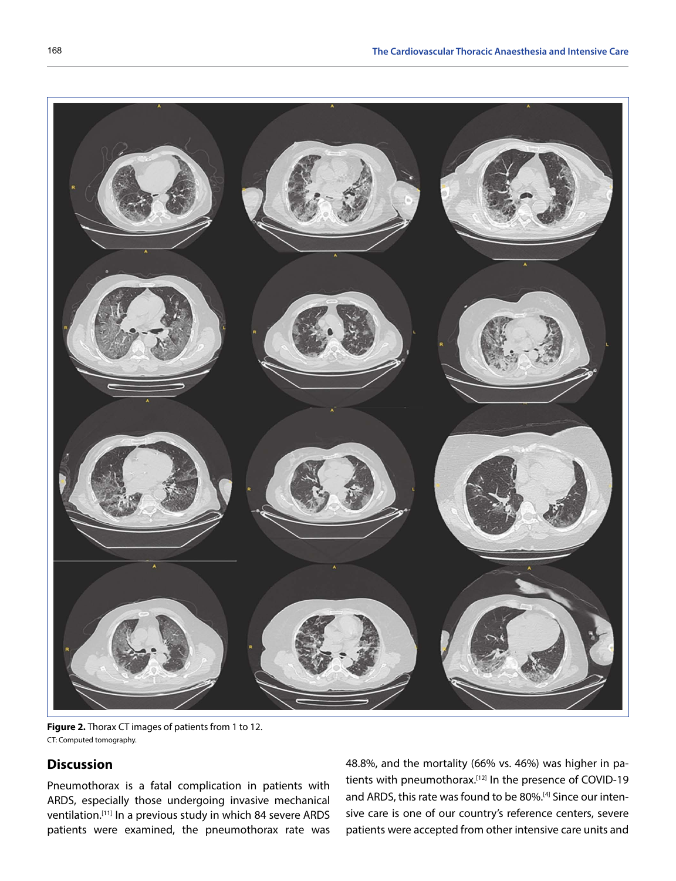**Figure 2.** Thorax CT images of patients from 1 to 12.
CT: Computed tomography.

## Discussion

Pneumothorax is a fatal complication in patients with ARDS, especially those undergoing invasive mechanical ventilation.[11] In a previous study in which 84 severe ARDS patients were examined, the pneumothorax rate was 48.8%, and the mortality (66% vs. 46%) was higher in patients with pneumothorax.[12] In the presence of COVID-19 and ARDS, this rate was found to be 80%.[4] Since our intensive care is one of our country's reference centers, severe patients were accepted from other intensive care units and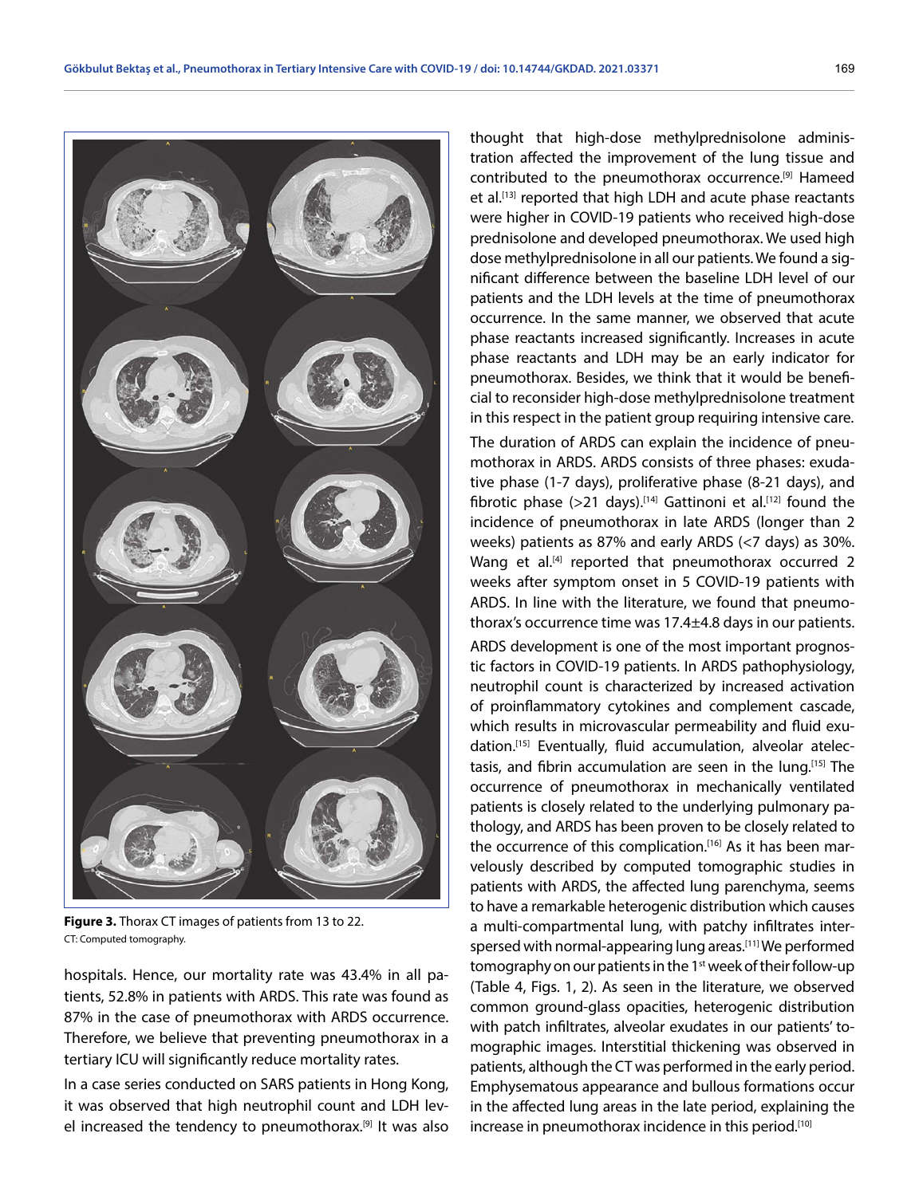Figure 3. Thorax CT images of patients from 13 to 22.
CT: Computed tomography.

hospitals. Hence, our mortality rate was 43.4% in all patients, 52.8% in patients with ARDS. This rate was found as 87% in the case of pneumothorax with ARDS occurrence. Therefore, we believe that preventing pneumothorax in a tertiary ICU will significantly reduce mortality rates.

In a case series conducted on SARS patients in Hong Kong, it was observed that high neutrophil count and LDH level increased the tendency to pneumothorax.[9] It was also thought that high-dose methylprednisolone administration affected the improvement of the lung tissue and contributed to the pneumothorax occurrence.[9] Hameed et al.[13] reported that high LDH and acute phase reactants were higher in COVID-19 patients who received high-dose prednisolone and developed pneumothorax. We used high dose methylprednisolone in all our patients. We found a significant difference between the baseline LDH level of our patients and the LDH levels at the time of pneumothorax occurrence. In the same manner, we observed that acute phase reactants increased significantly. Increases in acute phase reactants and LDH may be an early indicator for pneumothorax. Besides, we think that it would be beneficial to reconsider high-dose methylprednisolone treatment in this respect in the patient group requiring intensive care.

The duration of ARDS can explain the incidence of pneumothorax in ARDS. ARDS consists of three phases: exudative phase (1-7 days), proliferative phase (8-21 days), and fibrotic phase (>21 days).[14] Gattinoni et al.[12] found the incidence of pneumothorax in late ARDS (longer than 2 weeks) patients as 87% and early ARDS (<7 days) as 30%. Wang et al.[4] reported that pneumothorax occurred 2 weeks after symptom onset in 5 COVID-19 patients with ARDS. In line with the literature, we found that pneumothorax's occurrence time was 17.4±4.8 days in our patients.

ARDS development is one of the most important prognostic factors in COVID-19 patients. In ARDS pathophysiology, neutrophil count is characterized by increased activation of proinflammatory cytokines and complement cascade, which results in microvascular permeability and fluid exudation.[15] Eventually, fluid accumulation, alveolar atelectasis, and fibrin accumulation are seen in the lung.[15] The occurrence of pneumothorax in mechanically ventilated patients is closely related to the underlying pulmonary pathology, and ARDS has been proven to be closely related to the occurrence of this complication.[16] As it has been marvelously described by computed tomographic studies in patients with ARDS, the affected lung parenchyma, seems to have a remarkable heterogenic distribution which causes a multi-compartmental lung, with patchy infiltrates interspersed with normal-appearing lung areas.[11] We performed tomography on our patients in the 1st week of their follow-up (Table 4, Figs. 1, 2). As seen in the literature, we observed common ground-glass opacities, heterogenic distribution with patch infiltrates, alveolar exudates in our patients' tomographic images. Interstitial thickening was observed in patients, although the CT was performed in the early period. Emphysematous appearance and bullous formations occur in the affected lung areas in the late period, explaining the increase in pneumothorax incidence in this period.[10]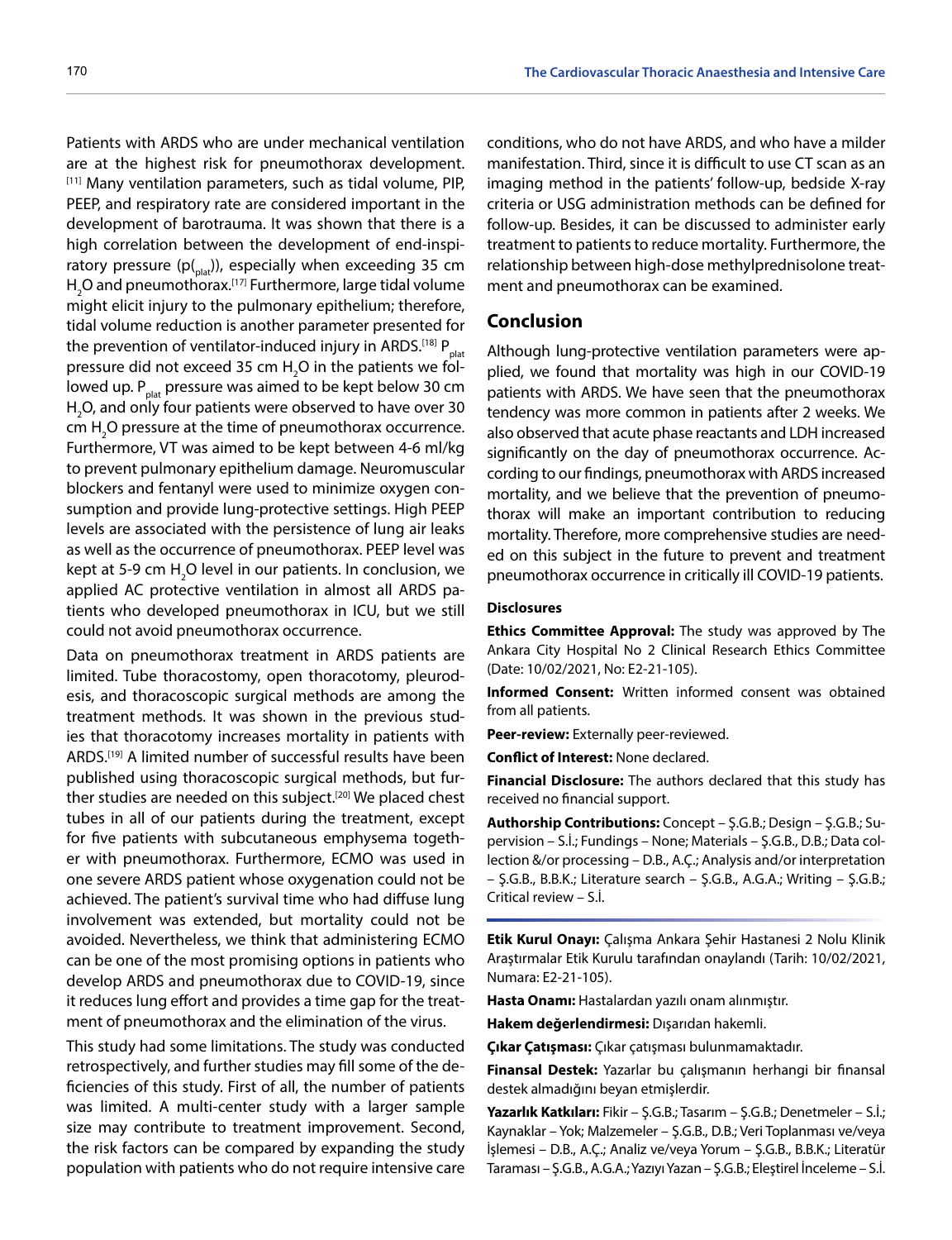Patients with ARDS who are under mechanical ventilation are at the highest risk for pneumothorax development.[11] Many ventilation parameters, such as tidal volume, PIP, PEEP, and respiratory rate are considered important in the development of barotrauma. It was shown that there is a high correlation between the development of end-inspiratory pressure ($p(_{plat})$), especially when exceeding 35 cm $H_2O$ and pneumothorax.[17] Furthermore, large tidal volume might elicit injury to the pulmonary epithelium; therefore, tidal volume reduction is another parameter presented for the prevention of ventilator-induced injury in ARDS.[18] $P_{plat}$ pressure did not exceed 35 cm $H_2O$ in the patients we followed up. $P_{plat}$ pressure was aimed to be kept below 30 cm $H_2O$, and only four patients were observed to have over 30 cm $H_2O$ pressure at the time of pneumothorax occurrence. Furthermore, VT was aimed to be kept between 4-6 ml/kg to prevent pulmonary epithelium damage. Neuromuscular blockers and fentanyl were used to minimize oxygen consumption and provide lung-protective settings. High PEEP levels are associated with the persistence of lung air leaks as well as the occurrence of pneumothorax. PEEP level was kept at 5-9 cm $H_2O$ level in our patients. In conclusion, we applied AC protective ventilation in almost all ARDS patients who developed pneumothorax in ICU, but we still could not avoid pneumothorax occurrence.

Data on pneumothorax treatment in ARDS patients are limited. Tube thoracostomy, open thoracotomy, pleurodesis, and thoracoscopic surgical methods are among the treatment methods. It was shown in the previous studies that thoracotomy increases mortality in patients with ARDS.[19] A limited number of successful results have been published using thoracoscopic surgical methods, but further studies are needed on this subject.[20] We placed chest tubes in all of our patients during the treatment, except for five patients with subcutaneous emphysema together with pneumothorax. Furthermore, ECMO was used in one severe ARDS patient whose oxygenation could not be achieved. The patient's survival time who had diffuse lung involvement was extended, but mortality could not be avoided. Nevertheless, we think that administering ECMO can be one of the most promising options in patients who develop ARDS and pneumothorax due to COVID-19, since it reduces lung effort and provides a time gap for the treatment of pneumothorax and the elimination of the virus.

This study had some limitations. The study was conducted retrospectively, and further studies may fill some of the deficiencies of this study. First of all, the number of patients was limited. A multi-center study with a larger sample size may contribute to treatment improvement. Second, the risk factors can be compared by expanding the study population with patients who do not require intensive care conditions, who do not have ARDS, and who have a milder manifestation. Third, since it is difficult to use CT scan as an imaging method in the patients' follow-up, bedside X-ray criteria or USG administration methods can be defined for follow-up. Besides, it can be discussed to administer early treatment to patients to reduce mortality. Furthermore, the relationship between high-dose methylprednisolone treatment and pneumothorax can be examined.

## Conclusion

Although lung-protective ventilation parameters were applied, we found that mortality was high in our COVID-19 patients with ARDS. We have seen that the pneumothorax tendency was more common in patients after 2 weeks. We also observed that acute phase reactants and LDH increased significantly on the day of pneumothorax occurrence. According to our findings, pneumothorax with ARDS increased mortality, and we believe that the prevention of pneumothorax will make an important contribution to reducing mortality. Therefore, more comprehensive studies are needed on this subject in the future to prevent and treatment pneumothorax occurrence in critically ill COVID-19 patients.

### Disclosures

**Ethics Committee Approval:** The study was approved by The Ankara City Hospital No 2 Clinical Research Ethics Committee (Date: 10/02/2021, No: E2-21-105).

**Informed Consent:** Written informed consent was obtained from all patients.

**Peer-review:** Externally peer-reviewed.

**Conflict of Interest:** None declared.

**Financial Disclosure:** The authors declared that this study has received no financial support.

**Authorship Contributions:** Concept – Ş.G.B.; Design – Ş.G.B.; Supervision – S.İ.; Fundings – None; Materials – Ş.G.B., D.B.; Data collection &/or processing – D.B., A.Ç.; Analysis and/or interpretation – Ş.G.B., B.B.K.; Literature search – Ş.G.B., A.G.A.; Writing – Ş.G.B.; Critical review – S.İ.

---

**Etik Kurul Onayı:** Çalışma Ankara Şehir Hastanesi 2 Nolu Klinik Araştırmalar Etik Kurulu tarafından onaylandı (Tarih: 10/02/2021, Numara: E2-21-105).

**Hasta Onamı:** Hastalardan yazılı onam alınmıştır.

**Hakem değerlendirmesi:** Dışarıdan hakemli.

**Çıkar Çatışması:** Çıkar çatışması bulunmamaktadır.

**Finansal Destek:** Yazarlar bu çalışmanın herhangi bir finansal destek almadığını beyan etmişlerdir.

**Yazarlık Katkıları:** Fikir – Ş.G.B.; Tasarım – Ş.G.B.; Denetmeler – S.İ.; Kaynaklar – Yok; Malzemeler – Ş.G.B., D.B.; Veri Toplanması ve/veya İşlemesi – D.B., A.Ç.; Analiz ve/veya Yorum – Ş.G.B., B.B.K.; Literatür Taraması – Ş.G.B., A.G.A.; Yazıyı Yazan – Ş.G.B.; Eleştirel İnceleme – S.İ.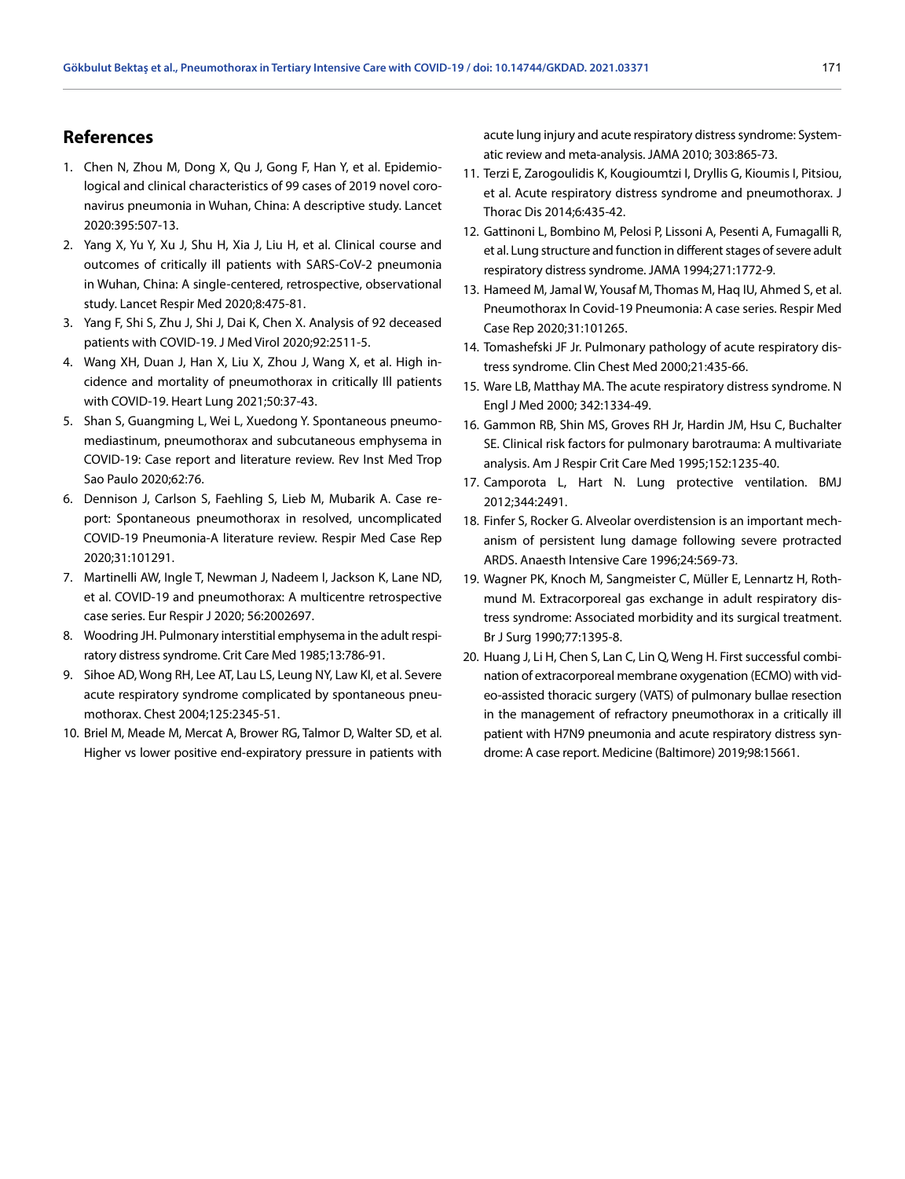## References

1. Chen N, Zhou M, Dong X, Qu J, Gong F, Han Y, et al. Epidemiological and clinical characteristics of 99 cases of 2019 novel coronavirus pneumonia in Wuhan, China: A descriptive study. Lancet 2020:395:507-13.
2. Yang X, Yu Y, Xu J, Shu H, Xia J, Liu H, et al. Clinical course and outcomes of critically ill patients with SARS-CoV-2 pneumonia in Wuhan, China: A single-centered, retrospective, observational study. Lancet Respir Med 2020;8:475-81.
3. Yang F, Shi S, Zhu J, Shi J, Dai K, Chen X. Analysis of 92 deceased patients with COVID-19. J Med Virol 2020;92:2511-5.
4. Wang XH, Duan J, Han X, Liu X, Zhou J, Wang X, et al. High incidence and mortality of pneumothorax in critically Ill patients with COVID-19. Heart Lung 2021;50:37-43.
5. Shan S, Guangming L, Wei L, Xuedong Y. Spontaneous pneumomediastinum, pneumothorax and subcutaneous emphysema in COVID-19: Case report and literature review. Rev Inst Med Trop Sao Paulo 2020;62:76.
6. Dennison J, Carlson S, Faehling S, Lieb M, Mubarik A. Case report: Spontaneous pneumothorax in resolved, uncomplicated COVID-19 Pneumonia-A literature review. Respir Med Case Rep 2020;31:101291.
7. Martinelli AW, Ingle T, Newman J, Nadeem I, Jackson K, Lane ND, et al. COVID-19 and pneumothorax: A multicentre retrospective case series. Eur Respir J 2020; 56:2002697.
8. Woodring JH. Pulmonary interstitial emphysema in the adult respiratory distress syndrome. Crit Care Med 1985;13:786-91.
9. Sihoe AD, Wong RH, Lee AT, Lau LS, Leung NY, Law KI, et al. Severe acute respiratory syndrome complicated by spontaneous pneumothorax. Chest 2004;125:2345-51.
10. Briel M, Meade M, Mercat A, Brower RG, Talmor D, Walter SD, et al. Higher vs lower positive end-expiratory pressure in patients with acute lung injury and acute respiratory distress syndrome: Systematic review and meta-analysis. JAMA 2010; 303:865-73.
11. Terzi E, Zarogoulidis K, Kougioumtzi I, Dryllis G, Kioumis I, Pitsiou, et al. Acute respiratory distress syndrome and pneumothorax. J Thorac Dis 2014;6:435-42.
12. Gattinoni L, Bombino M, Pelosi P, Lissoni A, Pesenti A, Fumagalli R, et al. Lung structure and function in different stages of severe adult respiratory distress syndrome. JAMA 1994;271:1772-9.
13. Hameed M, Jamal W, Yousaf M, Thomas M, Haq IU, Ahmed S, et al. Pneumothorax In Covid-19 Pneumonia: A case series. Respir Med Case Rep 2020;31:101265.
14. Tomashefski JF Jr. Pulmonary pathology of acute respiratory distress syndrome. Clin Chest Med 2000;21:435-66.
15. Ware LB, Matthay MA. The acute respiratory distress syndrome. N Engl J Med 2000; 342:1334-49.
16. Gammon RB, Shin MS, Groves RH Jr, Hardin JM, Hsu C, Buchalter SE. Clinical risk factors for pulmonary barotrauma: A multivariate analysis. Am J Respir Crit Care Med 1995;152:1235-40.
17. Camporota L, Hart N. Lung protective ventilation. BMJ 2012;344:2491.
18. Finfer S, Rocker G. Alveolar overdistension is an important mechanism of persistent lung damage following severe protracted ARDS. Anaesth Intensive Care 1996;24:569-73.
19. Wagner PK, Knoch M, Sangmeister C, Müller E, Lennartz H, Rothmund M. Extracorporeal gas exchange in adult respiratory distress syndrome: Associated morbidity and its surgical treatment. Br J Surg 1990;77:1395-8.
20. Huang J, Li H, Chen S, Lan C, Lin Q, Weng H. First successful combination of extracorporeal membrane oxygenation (ECMO) with video-assisted thoracic surgery (VATS) of pulmonary bullae resection in the management of refractory pneumothorax in a critically ill patient with H7N9 pneumonia and acute respiratory distress syndrome: A case report. Medicine (Baltimore) 2019;98:15661.